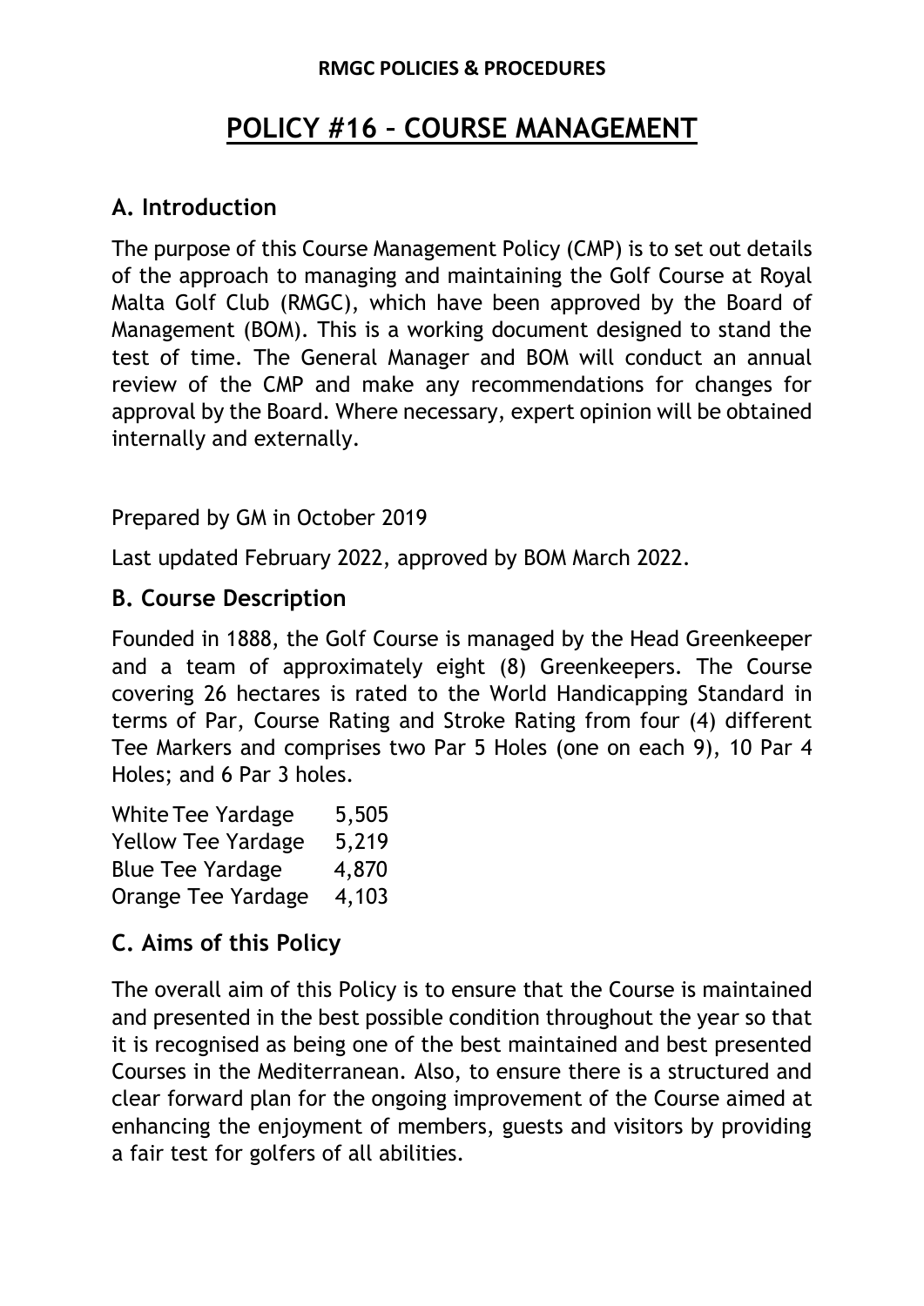**RMGC POLICIES & PROCEDURES**

# POLICY #16 – COURSE MANAGEMENT

## A. Introduction

The purpose of this Course Management Policy (CMP) is to set out details of the approach to managing and maintaining the Golf Course at Royal Malta Golf Club (RMGC), which have been approved by the Board of Management (BOM). This is a working document designed to stand the test of time. The General Manager and BOM will conduct an annual review of the CMP and make any recommendations for changes for approval by the Board. Where necessary, expert opinion will be obtained internally and externally.

Prepared by GM in October 2019

Last updated February 2022, approved by BOM March 2022.

## B. Course Description

Founded in 1888, the Golf Course is managed by the Head Greenkeeper and a team of approximately eight (8) Greenkeepers. The Course covering 26 hectares is rated to the World Handicapping Standard in terms of Par, Course Rating and Stroke Rating from four (4) different Tee Markers and comprises two Par 5 Holes (one on each 9), 10 Par 4 Holes; and 6 Par 3 holes.

| | |
|---|---|
| White Tee Yardage | 5,505 |
| Yellow Tee Yardage | 5,219 |
| Blue Tee Yardage | 4,870 |
| Orange Tee Yardage | 4,103 |

## C. Aims of this Policy

The overall aim of this Policy is to ensure that the Course is maintained and presented in the best possible condition throughout the year so that it is recognised as being one of the best maintained and best presented Courses in the Mediterranean. Also, to ensure there is a structured and clear forward plan for the ongoing improvement of the Course aimed at enhancing the enjoyment of members, guests and visitors by providing a fair test for golfers of all abilities.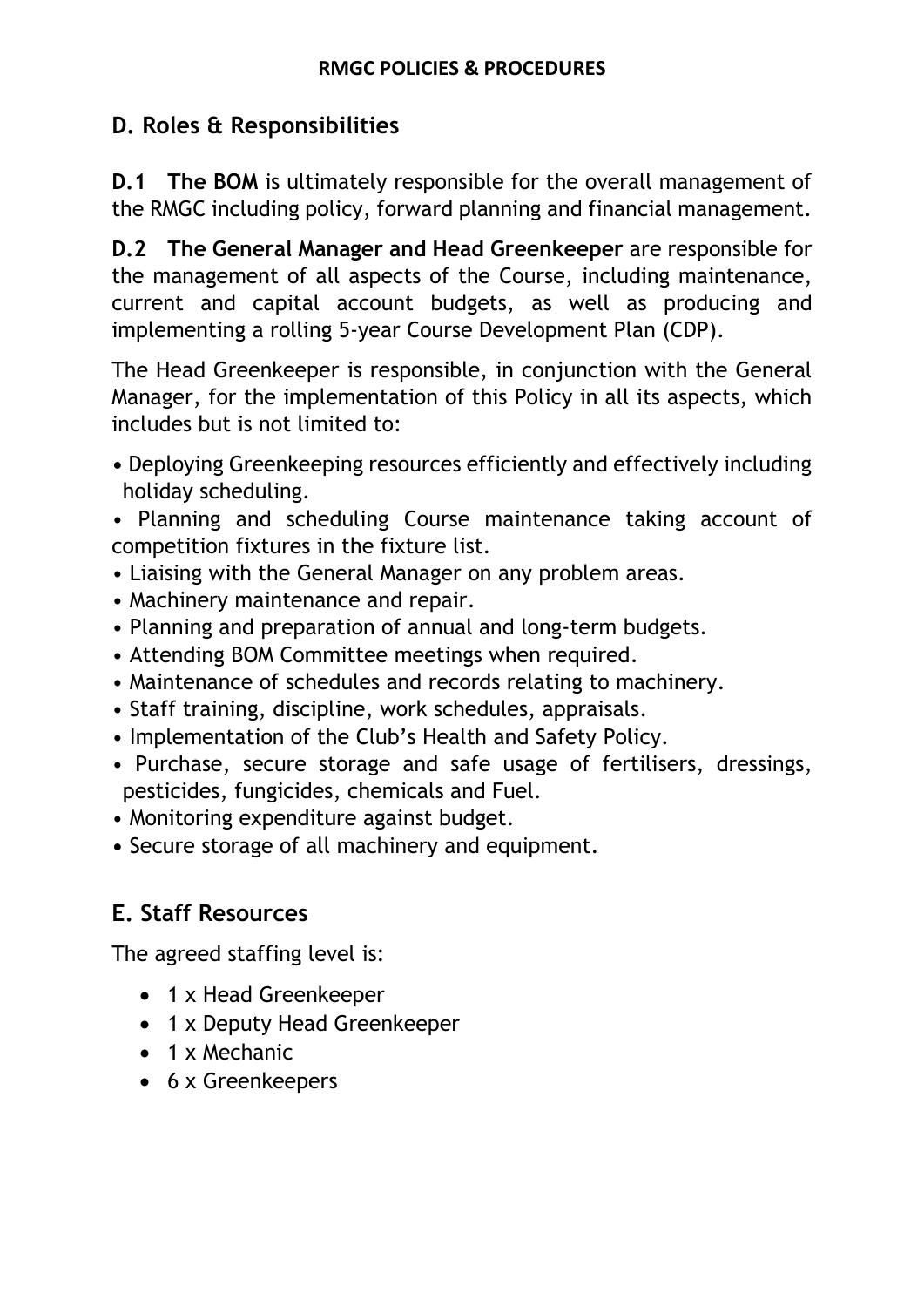## D. Roles & Responsibilities

**D.1 The BOM** is ultimately responsible for the overall management of the RMGC including policy, forward planning and financial management.

**D.2 The General Manager and Head Greenkeeper** are responsible for the management of all aspects of the Course, including maintenance, current and capital account budgets, as well as producing and implementing a rolling 5-year Course Development Plan (CDP).

The Head Greenkeeper is responsible, in conjunction with the General Manager, for the implementation of this Policy in all its aspects, which includes but is not limited to:

- Deploying Greenkeeping resources efficiently and effectively including holiday scheduling.
- Planning and scheduling Course maintenance taking account of competition fixtures in the fixture list.
- Liaising with the General Manager on any problem areas.
- Machinery maintenance and repair.
- Planning and preparation of annual and long-term budgets.
- Attending BOM Committee meetings when required.
- Maintenance of schedules and records relating to machinery.
- Staff training, discipline, work schedules, appraisals.
- Implementation of the Club's Health and Safety Policy.
- Purchase, secure storage and safe usage of fertilisers, dressings, pesticides, fungicides, chemicals and Fuel.
- Monitoring expenditure against budget.
- Secure storage of all machinery and equipment.

## E. Staff Resources

The agreed staffing level is:

- 1 x Head Greenkeeper
- 1 x Deputy Head Greenkeeper
- 1 x Mechanic
- 6 x Greenkeepers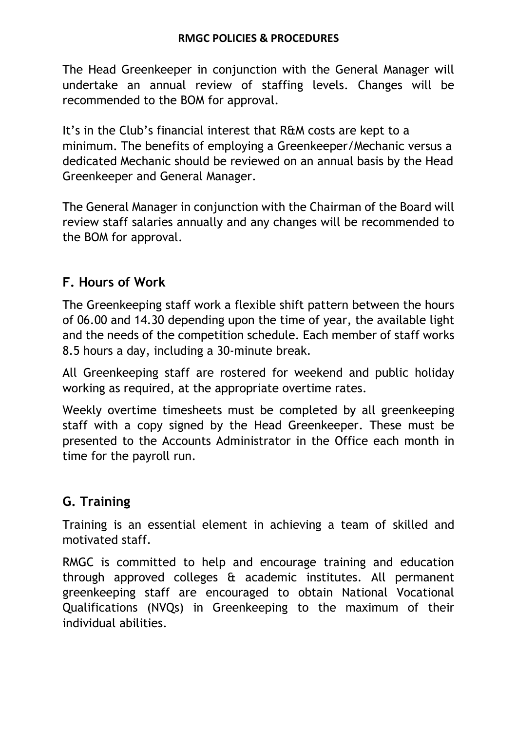The Head Greenkeeper in conjunction with the General Manager will undertake an annual review of staffing levels. Changes will be recommended to the BOM for approval.

It's in the Club's financial interest that R&M costs are kept to a minimum. The benefits of employing a Greenkeeper/Mechanic versus a dedicated Mechanic should be reviewed on an annual basis by the Head Greenkeeper and General Manager.

The General Manager in conjunction with the Chairman of the Board will review staff salaries annually and any changes will be recommended to the BOM for approval.

## F. Hours of Work

The Greenkeeping staff work a flexible shift pattern between the hours of 06.00 and 14.30 depending upon the time of year, the available light and the needs of the competition schedule. Each member of staff works 8.5 hours a day, including a 30-minute break.

All Greenkeeping staff are rostered for weekend and public holiday working as required, at the appropriate overtime rates.

Weekly overtime timesheets must be completed by all greenkeeping staff with a copy signed by the Head Greenkeeper. These must be presented to the Accounts Administrator in the Office each month in time for the payroll run.

## G. Training

Training is an essential element in achieving a team of skilled and motivated staff.

RMGC is committed to help and encourage training and education through approved colleges & academic institutes. All permanent greenkeeping staff are encouraged to obtain National Vocational Qualifications (NVQs) in Greenkeeping to the maximum of their individual abilities.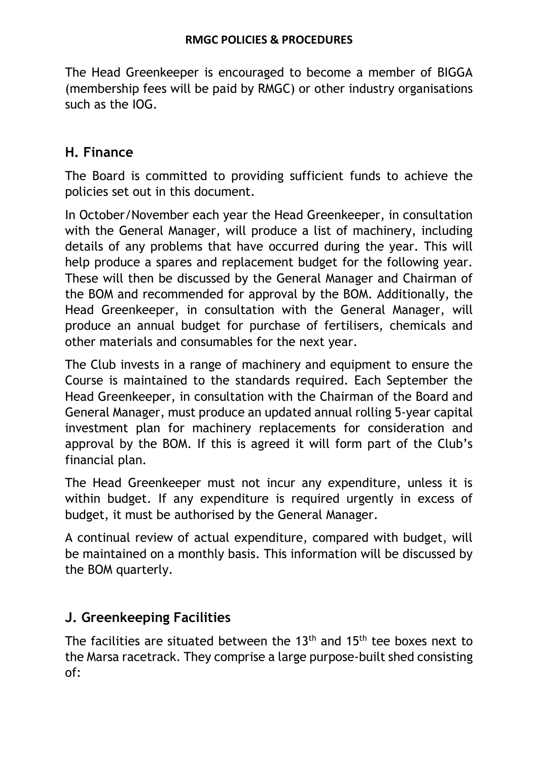The Head Greenkeeper is encouraged to become a member of BIGGA (membership fees will be paid by RMGC) or other industry organisations such as the IOG.

## H. Finance

The Board is committed to providing sufficient funds to achieve the policies set out in this document.

In October/November each year the Head Greenkeeper, in consultation with the General Manager, will produce a list of machinery, including details of any problems that have occurred during the year. This will help produce a spares and replacement budget for the following year. These will then be discussed by the General Manager and Chairman of the BOM and recommended for approval by the BOM. Additionally, the Head Greenkeeper, in consultation with the General Manager, will produce an annual budget for purchase of fertilisers, chemicals and other materials and consumables for the next year.

The Club invests in a range of machinery and equipment to ensure the Course is maintained to the standards required. Each September the Head Greenkeeper, in consultation with the Chairman of the Board and General Manager, must produce an updated annual rolling 5-year capital investment plan for machinery replacements for consideration and approval by the BOM. If this is agreed it will form part of the Club's financial plan.

The Head Greenkeeper must not incur any expenditure, unless it is within budget. If any expenditure is required urgently in excess of budget, it must be authorised by the General Manager.

A continual review of actual expenditure, compared with budget, will be maintained on a monthly basis. This information will be discussed by the BOM quarterly.

## J. Greenkeeping Facilities

The facilities are situated between the 13th and 15th tee boxes next to the Marsa racetrack. They comprise a large purpose-built shed consisting of: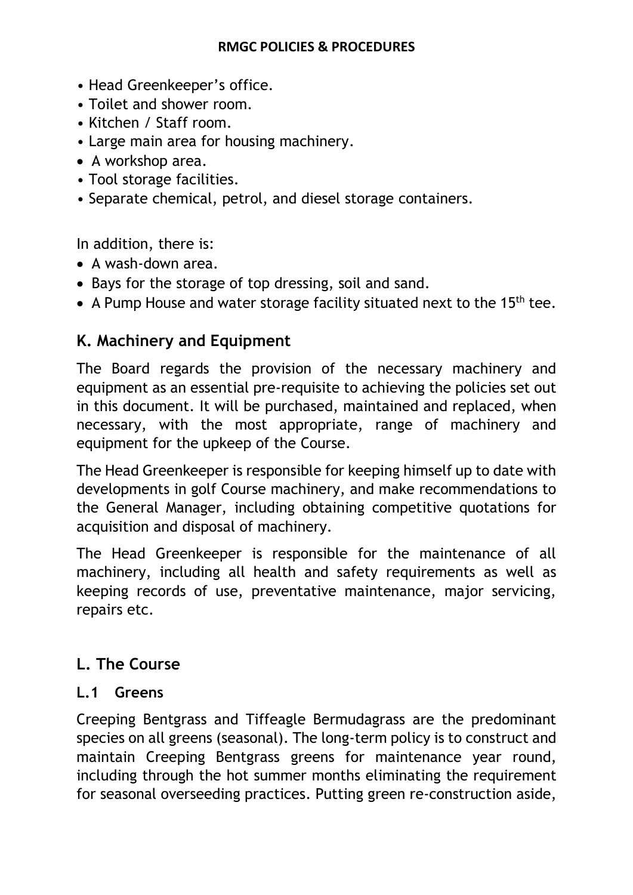- Head Greenkeeper's office.
- Toilet and shower room.
- Kitchen / Staff room.
- Large main area for housing machinery.
- A workshop area.
- Tool storage facilities.
- Separate chemical, petrol, and diesel storage containers.

In addition, there is:

- A wash-down area.
- Bays for the storage of top dressing, soil and sand.
- A Pump House and water storage facility situated next to the 15th tee.

## K. Machinery and Equipment

The Board regards the provision of the necessary machinery and equipment as an essential pre-requisite to achieving the policies set out in this document. It will be purchased, maintained and replaced, when necessary, with the most appropriate, range of machinery and equipment for the upkeep of the Course.

The Head Greenkeeper is responsible for keeping himself up to date with developments in golf Course machinery, and make recommendations to the General Manager, including obtaining competitive quotations for acquisition and disposal of machinery.

The Head Greenkeeper is responsible for the maintenance of all machinery, including all health and safety requirements as well as keeping records of use, preventative maintenance, major servicing, repairs etc.

## L. The Course

### L.1 Greens

Creeping Bentgrass and Tiffeagle Bermudagrass are the predominant species on all greens (seasonal). The long-term policy is to construct and maintain Creeping Bentgrass greens for maintenance year round, including through the hot summer months eliminating the requirement for seasonal overseeding practices. Putting green re-construction aside,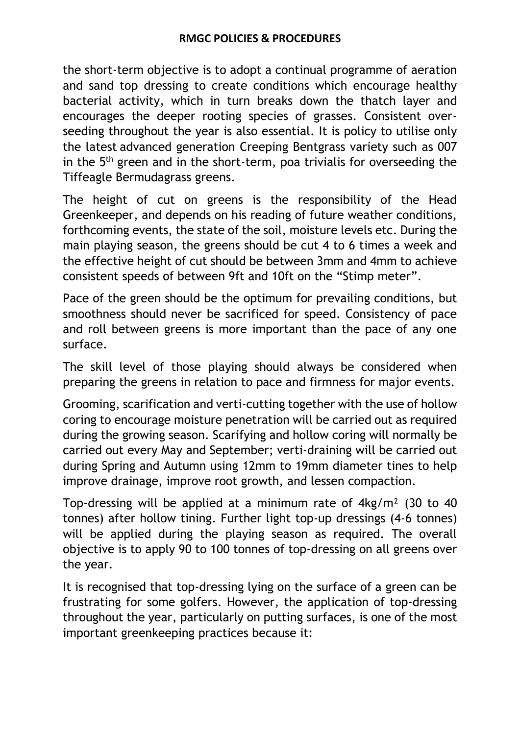the short-term objective is to adopt a continual programme of aeration and sand top dressing to create conditions which encourage healthy bacterial activity, which in turn breaks down the thatch layer and encourages the deeper rooting species of grasses. Consistent over-seeding throughout the year is also essential. It is policy to utilise only the latest advanced generation Creeping Bentgrass variety such as 007 in the 5th green and in the short-term, poa trivialis for overseeding the Tiffeagle Bermudagrass greens.

The height of cut on greens is the responsibility of the Head Greenkeeper, and depends on his reading of future weather conditions, forthcoming events, the state of the soil, moisture levels etc. During the main playing season, the greens should be cut 4 to 6 times a week and the effective height of cut should be between 3mm and 4mm to achieve consistent speeds of between 9ft and 10ft on the "Stimp meter".

Pace of the green should be the optimum for prevailing conditions, but smoothness should never be sacrificed for speed. Consistency of pace and roll between greens is more important than the pace of any one surface.

The skill level of those playing should always be considered when preparing the greens in relation to pace and firmness for major events.

Grooming, scarification and verti-cutting together with the use of hollow coring to encourage moisture penetration will be carried out as required during the growing season. Scarifying and hollow coring will normally be carried out every May and September; verti-draining will be carried out during Spring and Autumn using 12mm to 19mm diameter tines to help improve drainage, improve root growth, and lessen compaction.

Top-dressing will be applied at a minimum rate of $4kg/m^2$ (30 to 40 tonnes) after hollow tining. Further light top-up dressings (4-6 tonnes) will be applied during the playing season as required. The overall objective is to apply 90 to 100 tonnes of top-dressing on all greens over the year.

It is recognised that top-dressing lying on the surface of a green can be frustrating for some golfers. However, the application of top-dressing throughout the year, particularly on putting surfaces, is one of the most important greenkeeping practices because it: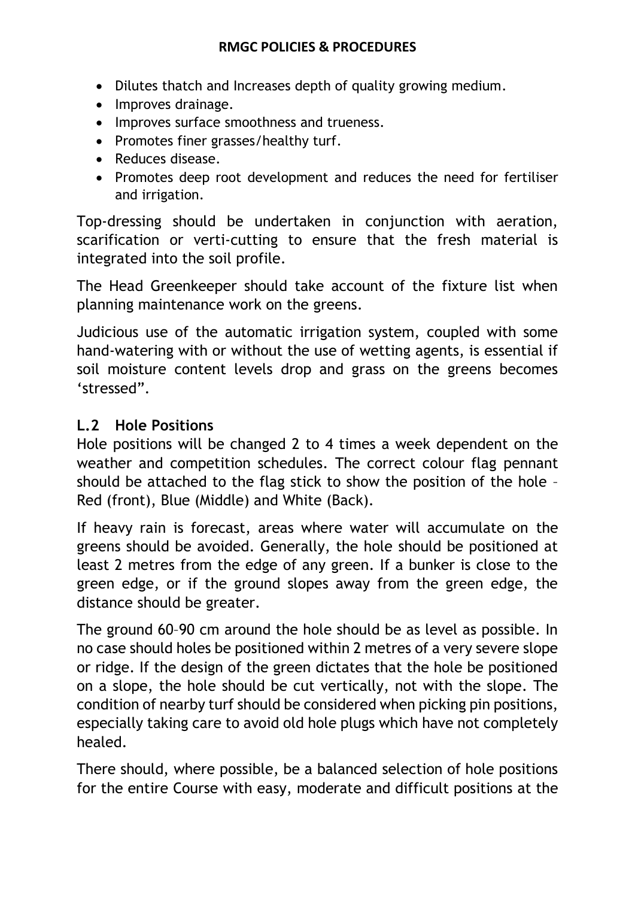- Dilutes thatch and Increases depth of quality growing medium.
- Improves drainage.
- Improves surface smoothness and trueness.
- Promotes finer grasses/healthy turf.
- Reduces disease.
- Promotes deep root development and reduces the need for fertiliser and irrigation.

Top-dressing should be undertaken in conjunction with aeration, scarification or verti-cutting to ensure that the fresh material is integrated into the soil profile.

The Head Greenkeeper should take account of the fixture list when planning maintenance work on the greens.

Judicious use of the automatic irrigation system, coupled with some hand-watering with or without the use of wetting agents, is essential if soil moisture content levels drop and grass on the greens becomes 'stressed".

## L.2 Hole Positions

Hole positions will be changed 2 to 4 times a week dependent on the weather and competition schedules. The correct colour flag pennant should be attached to the flag stick to show the position of the hole – Red (front), Blue (Middle) and White (Back).

If heavy rain is forecast, areas where water will accumulate on the greens should be avoided. Generally, the hole should be positioned at least 2 metres from the edge of any green. If a bunker is close to the green edge, or if the ground slopes away from the green edge, the distance should be greater.

The ground 60–90 cm around the hole should be as level as possible. In no case should holes be positioned within 2 metres of a very severe slope or ridge. If the design of the green dictates that the hole be positioned on a slope, the hole should be cut vertically, not with the slope. The condition of nearby turf should be considered when picking pin positions, especially taking care to avoid old hole plugs which have not completely healed.

There should, where possible, be a balanced selection of hole positions for the entire Course with easy, moderate and difficult positions at the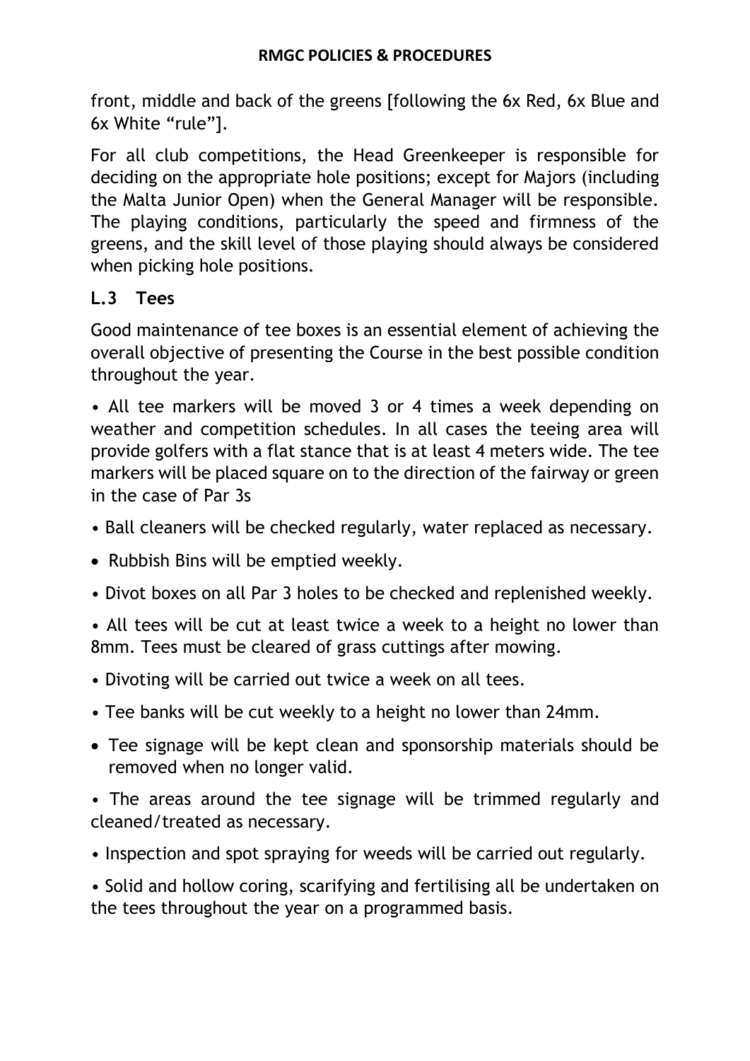front, middle and back of the greens [following the 6x Red, 6x Blue and 6x White “rule”].

For all club competitions, the Head Greenkeeper is responsible for deciding on the appropriate hole positions; except for Majors (including the Malta Junior Open) when the General Manager will be responsible. The playing conditions, particularly the speed and firmness of the greens, and the skill level of those playing should always be considered when picking hole positions.

### L.3 Tees

Good maintenance of tee boxes is an essential element of achieving the overall objective of presenting the Course in the best possible condition throughout the year.

- All tee markers will be moved 3 or 4 times a week depending on weather and competition schedules. In all cases the teeing area will provide golfers with a flat stance that is at least 4 meters wide. The tee markers will be placed square on to the direction of the fairway or green in the case of Par 3s
- Ball cleaners will be checked regularly, water replaced as necessary.
- Rubbish Bins will be emptied weekly.
- Divot boxes on all Par 3 holes to be checked and replenished weekly.
- All tees will be cut at least twice a week to a height no lower than 8mm. Tees must be cleared of grass cuttings after mowing.
- Divoting will be carried out twice a week on all tees.
- Tee banks will be cut weekly to a height no lower than 24mm.
- Tee signage will be kept clean and sponsorship materials should be removed when no longer valid.
- The areas around the tee signage will be trimmed regularly and cleaned/treated as necessary.
- Inspection and spot spraying for weeds will be carried out regularly.
- Solid and hollow coring, scarifying and fertilising all be undertaken on the tees throughout the year on a programmed basis.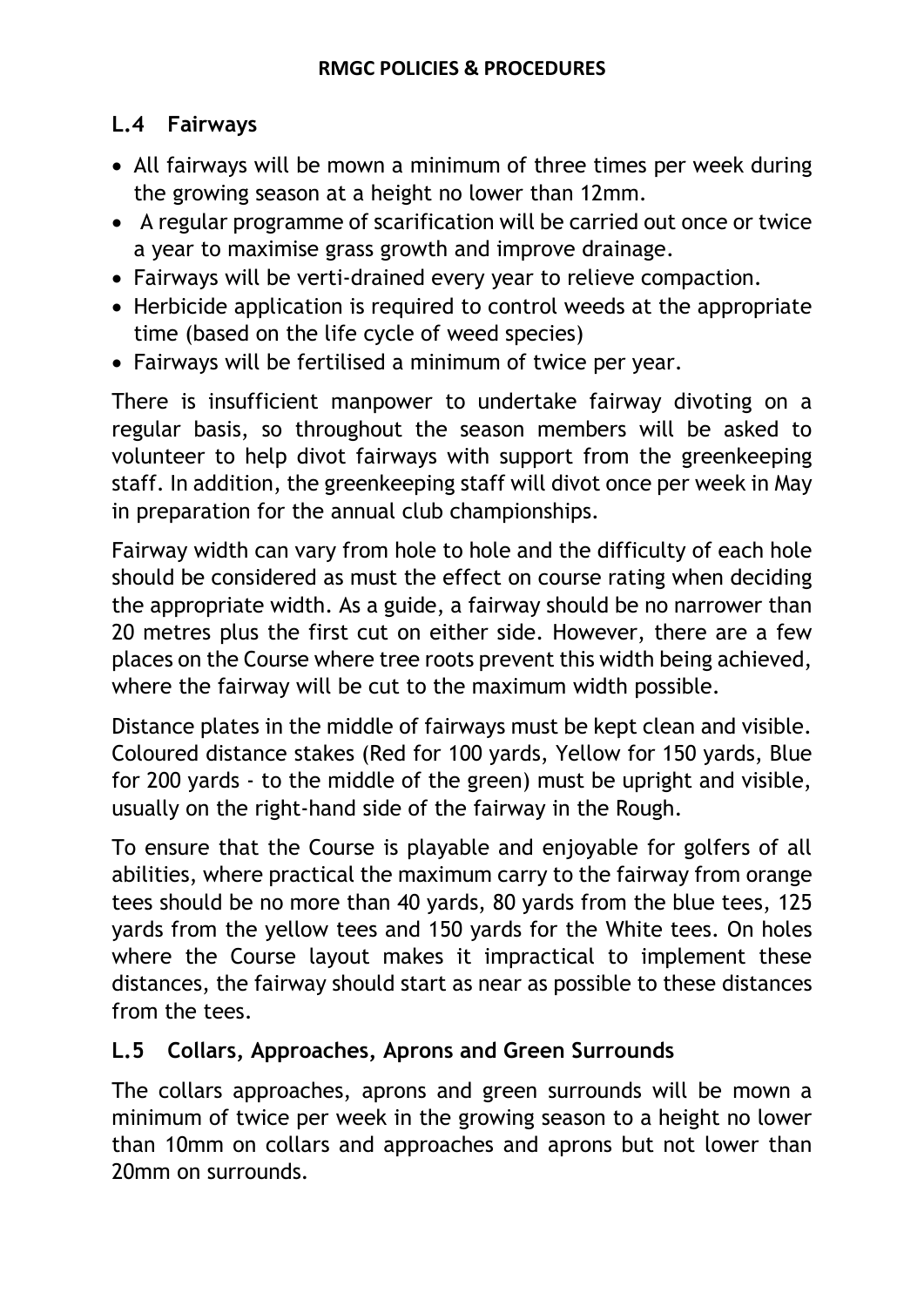## L.4 Fairways

- All fairways will be mown a minimum of three times per week during the growing season at a height no lower than 12mm.
- A regular programme of scarification will be carried out once or twice a year to maximise grass growth and improve drainage.
- Fairways will be verti-drained every year to relieve compaction.
- Herbicide application is required to control weeds at the appropriate time (based on the life cycle of weed species)
- Fairways will be fertilised a minimum of twice per year.

There is insufficient manpower to undertake fairway divoting on a regular basis, so throughout the season members will be asked to volunteer to help divot fairways with support from the greenkeeping staff. In addition, the greenkeeping staff will divot once per week in May in preparation for the annual club championships.

Fairway width can vary from hole to hole and the difficulty of each hole should be considered as must the effect on course rating when deciding the appropriate width. As a guide, a fairway should be no narrower than 20 metres plus the first cut on either side. However, there are a few places on the Course where tree roots prevent this width being achieved, where the fairway will be cut to the maximum width possible.

Distance plates in the middle of fairways must be kept clean and visible. Coloured distance stakes (Red for 100 yards, Yellow for 150 yards, Blue for 200 yards - to the middle of the green) must be upright and visible, usually on the right-hand side of the fairway in the Rough.

To ensure that the Course is playable and enjoyable for golfers of all abilities, where practical the maximum carry to the fairway from orange tees should be no more than 40 yards, 80 yards from the blue tees, 125 yards from the yellow tees and 150 yards for the White tees. On holes where the Course layout makes it impractical to implement these distances, the fairway should start as near as possible to these distances from the tees.

## L.5 Collars, Approaches, Aprons and Green Surrounds

The collars approaches, aprons and green surrounds will be mown a minimum of twice per week in the growing season to a height no lower than 10mm on collars and approaches and aprons but not lower than 20mm on surrounds.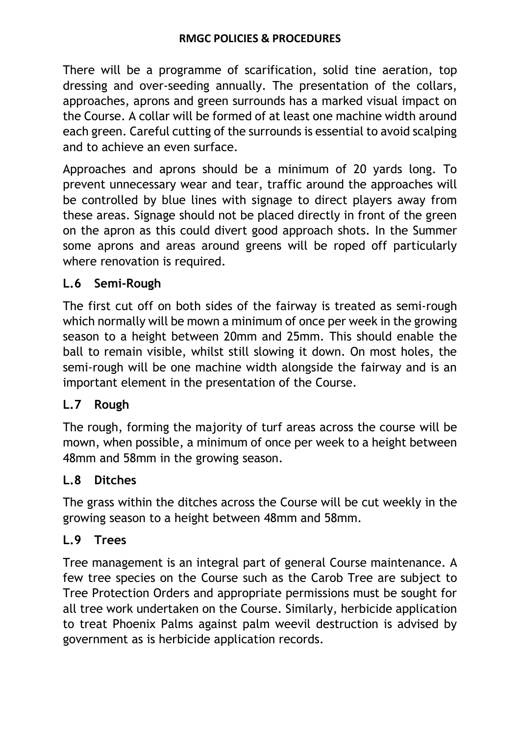There will be a programme of scarification, solid tine aeration, top dressing and over-seeding annually. The presentation of the collars, approaches, aprons and green surrounds has a marked visual impact on the Course. A collar will be formed of at least one machine width around each green. Careful cutting of the surrounds is essential to avoid scalping and to achieve an even surface.

Approaches and aprons should be a minimum of 20 yards long. To prevent unnecessary wear and tear, traffic around the approaches will be controlled by blue lines with signage to direct players away from these areas. Signage should not be placed directly in front of the green on the apron as this could divert good approach shots. In the Summer some aprons and areas around greens will be roped off particularly where renovation is required.

### L.6 Semi-Rough

The first cut off on both sides of the fairway is treated as semi-rough which normally will be mown a minimum of once per week in the growing season to a height between 20mm and 25mm. This should enable the ball to remain visible, whilst still slowing it down. On most holes, the semi-rough will be one machine width alongside the fairway and is an important element in the presentation of the Course.

### L.7 Rough

The rough, forming the majority of turf areas across the course will be mown, when possible, a minimum of once per week to a height between 48mm and 58mm in the growing season.

### L.8 Ditches

The grass within the ditches across the Course will be cut weekly in the growing season to a height between 48mm and 58mm.

### L.9 Trees

Tree management is an integral part of general Course maintenance. A few tree species on the Course such as the Carob Tree are subject to Tree Protection Orders and appropriate permissions must be sought for all tree work undertaken on the Course. Similarly, herbicide application to treat Phoenix Palms against palm weevil destruction is advised by government as is herbicide application records.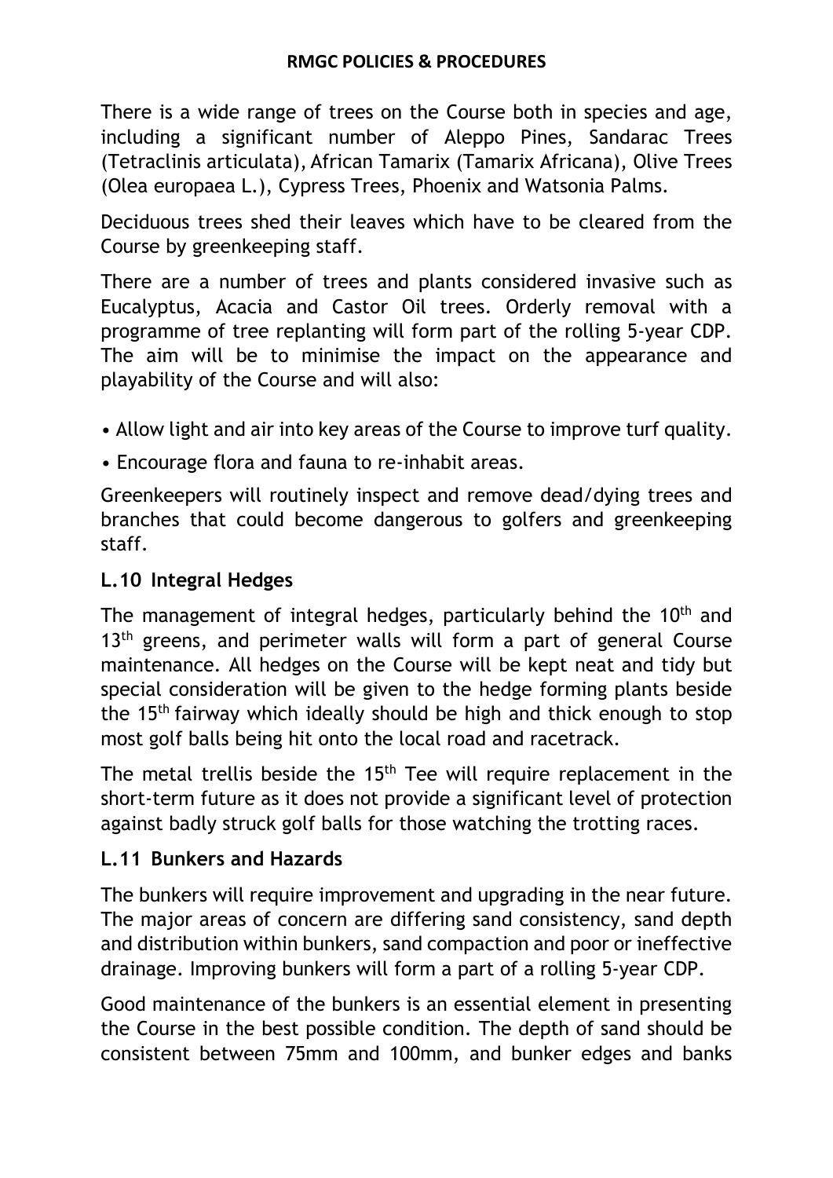There is a wide range of trees on the Course both in species and age, including a significant number of Aleppo Pines, Sandarac Trees (Tetraclinis articulata), African Tamarix (Tamarix Africana), Olive Trees (Olea europaea L.), Cypress Trees, Phoenix and Watsonia Palms.

Deciduous trees shed their leaves which have to be cleared from the Course by greenkeeping staff.

There are a number of trees and plants considered invasive such as Eucalyptus, Acacia and Castor Oil trees. Orderly removal with a programme of tree replanting will form part of the rolling 5-year CDP. The aim will be to minimise the impact on the appearance and playability of the Course and will also:

- Allow light and air into key areas of the Course to improve turf quality.
- Encourage flora and fauna to re-inhabit areas.

Greenkeepers will routinely inspect and remove dead/dying trees and branches that could become dangerous to golfers and greenkeeping staff.

## L.10 Integral Hedges

The management of integral hedges, particularly behind the 10th and 13th greens, and perimeter walls will form a part of general Course maintenance. All hedges on the Course will be kept neat and tidy but special consideration will be given to the hedge forming plants beside the 15th fairway which ideally should be high and thick enough to stop most golf balls being hit onto the local road and racetrack.

The metal trellis beside the 15th Tee will require replacement in the short-term future as it does not provide a significant level of protection against badly struck golf balls for those watching the trotting races.

## L.11 Bunkers and Hazards

The bunkers will require improvement and upgrading in the near future. The major areas of concern are differing sand consistency, sand depth and distribution within bunkers, sand compaction and poor or ineffective drainage. Improving bunkers will form a part of a rolling 5-year CDP.

Good maintenance of the bunkers is an essential element in presenting the Course in the best possible condition. The depth of sand should be consistent between 75mm and 100mm, and bunker edges and banks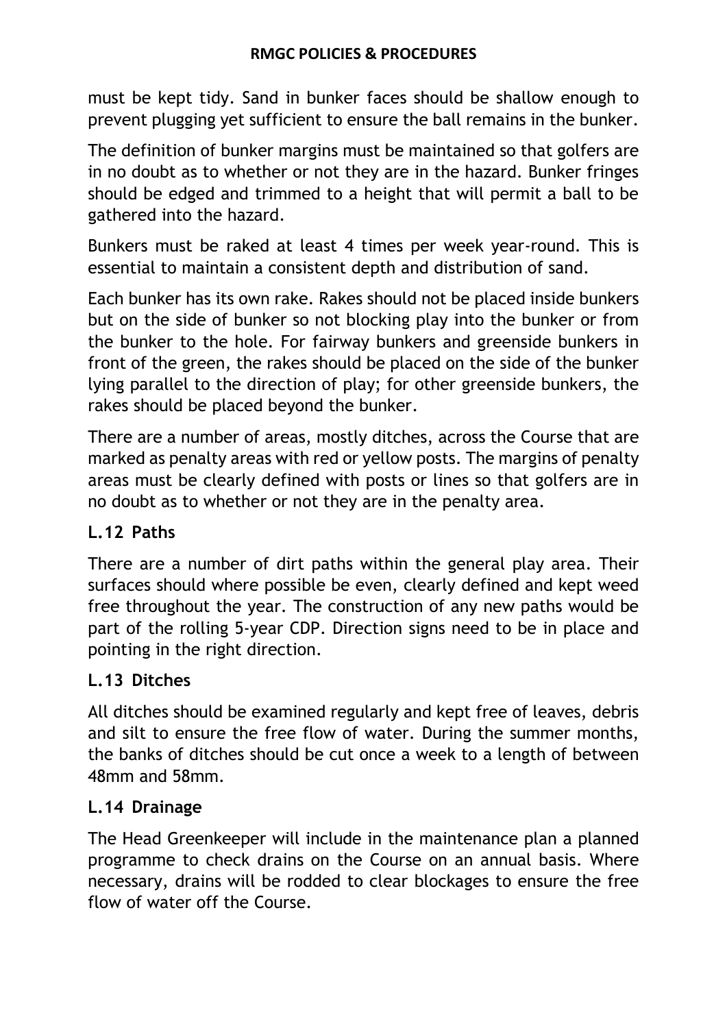must be kept tidy. Sand in bunker faces should be shallow enough to prevent plugging yet sufficient to ensure the ball remains in the bunker.

The definition of bunker margins must be maintained so that golfers are in no doubt as to whether or not they are in the hazard. Bunker fringes should be edged and trimmed to a height that will permit a ball to be gathered into the hazard.

Bunkers must be raked at least 4 times per week year-round. This is essential to maintain a consistent depth and distribution of sand.

Each bunker has its own rake. Rakes should not be placed inside bunkers but on the side of bunker so not blocking play into the bunker or from the bunker to the hole. For fairway bunkers and greenside bunkers in front of the green, the rakes should be placed on the side of the bunker lying parallel to the direction of play; for other greenside bunkers, the rakes should be placed beyond the bunker.

There are a number of areas, mostly ditches, across the Course that are marked as penalty areas with red or yellow posts. The margins of penalty areas must be clearly defined with posts or lines so that golfers are in no doubt as to whether or not they are in the penalty area.

### L.12 Paths

There are a number of dirt paths within the general play area. Their surfaces should where possible be even, clearly defined and kept weed free throughout the year. The construction of any new paths would be part of the rolling 5-year CDP. Direction signs need to be in place and pointing in the right direction.

### L.13 Ditches

All ditches should be examined regularly and kept free of leaves, debris and silt to ensure the free flow of water. During the summer months, the banks of ditches should be cut once a week to a length of between 48mm and 58mm.

### L.14 Drainage

The Head Greenkeeper will include in the maintenance plan a planned programme to check drains on the Course on an annual basis. Where necessary, drains will be rodded to clear blockages to ensure the free flow of water off the Course.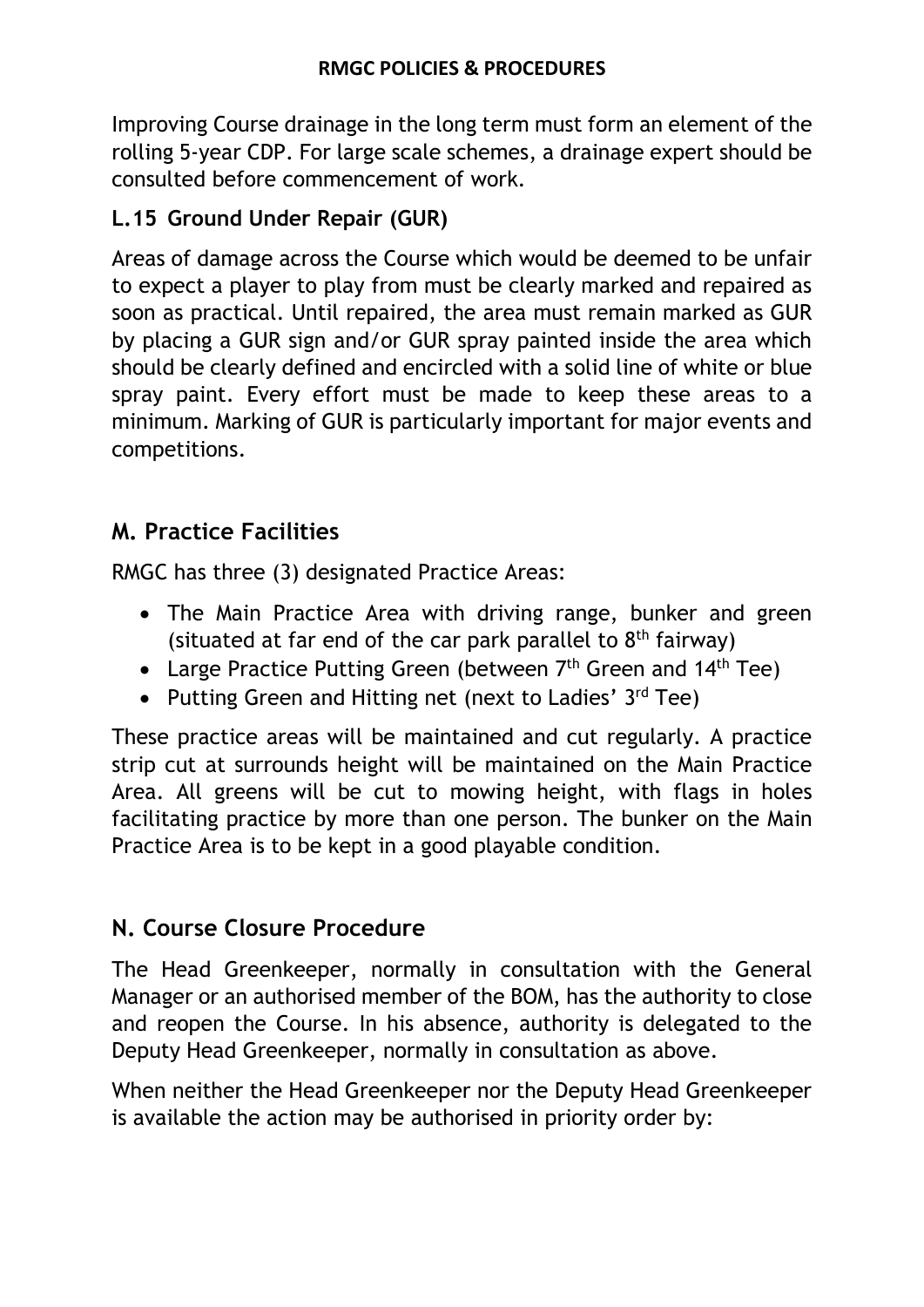Improving Course drainage in the long term must form an element of the rolling 5-year CDP. For large scale schemes, a drainage expert should be consulted before commencement of work.

### L.15 Ground Under Repair (GUR)

Areas of damage across the Course which would be deemed to be unfair to expect a player to play from must be clearly marked and repaired as soon as practical. Until repaired, the area must remain marked as GUR by placing a GUR sign and/or GUR spray painted inside the area which should be clearly defined and encircled with a solid line of white or blue spray paint. Every effort must be made to keep these areas to a minimum. Marking of GUR is particularly important for major events and competitions.

## M. Practice Facilities

RMGC has three (3) designated Practice Areas:

- The Main Practice Area with driving range, bunker and green (situated at far end of the car park parallel to 8th fairway)
- Large Practice Putting Green (between 7th Green and 14th Tee)
- Putting Green and Hitting net (next to Ladies' 3rd Tee)

These practice areas will be maintained and cut regularly. A practice strip cut at surrounds height will be maintained on the Main Practice Area. All greens will be cut to mowing height, with flags in holes facilitating practice by more than one person. The bunker on the Main Practice Area is to be kept in a good playable condition.

## N. Course Closure Procedure

The Head Greenkeeper, normally in consultation with the General Manager or an authorised member of the BOM, has the authority to close and reopen the Course. In his absence, authority is delegated to the Deputy Head Greenkeeper, normally in consultation as above.

When neither the Head Greenkeeper nor the Deputy Head Greenkeeper is available the action may be authorised in priority order by: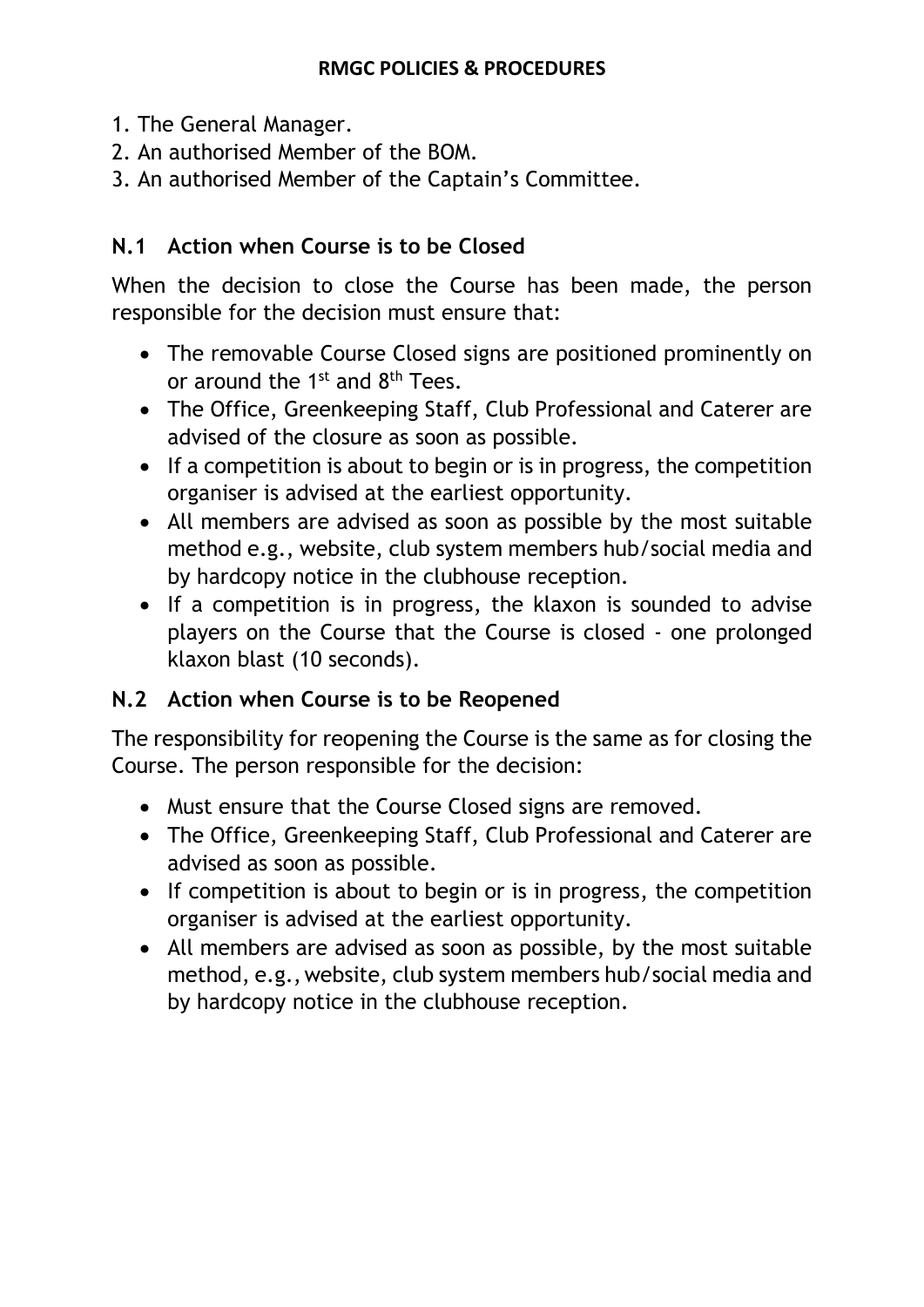1. The General Manager.
2. An authorised Member of the BOM.
3. An authorised Member of the Captain's Committee.

## N.1 Action when Course is to be Closed

When the decision to close the Course has been made, the person responsible for the decision must ensure that:

- The removable Course Closed signs are positioned prominently on or around the 1st and 8th Tees.
- The Office, Greenkeeping Staff, Club Professional and Caterer are advised of the closure as soon as possible.
- If a competition is about to begin or is in progress, the competition organiser is advised at the earliest opportunity.
- All members are advised as soon as possible by the most suitable method e.g., website, club system members hub/social media and by hardcopy notice in the clubhouse reception.
- If a competition is in progress, the klaxon is sounded to advise players on the Course that the Course is closed - one prolonged klaxon blast (10 seconds).

## N.2 Action when Course is to be Reopened

The responsibility for reopening the Course is the same as for closing the Course. The person responsible for the decision:

- Must ensure that the Course Closed signs are removed.
- The Office, Greenkeeping Staff, Club Professional and Caterer are advised as soon as possible.
- If competition is about to begin or is in progress, the competition organiser is advised at the earliest opportunity.
- All members are advised as soon as possible, by the most suitable method, e.g., website, club system members hub/social media and by hardcopy notice in the clubhouse reception.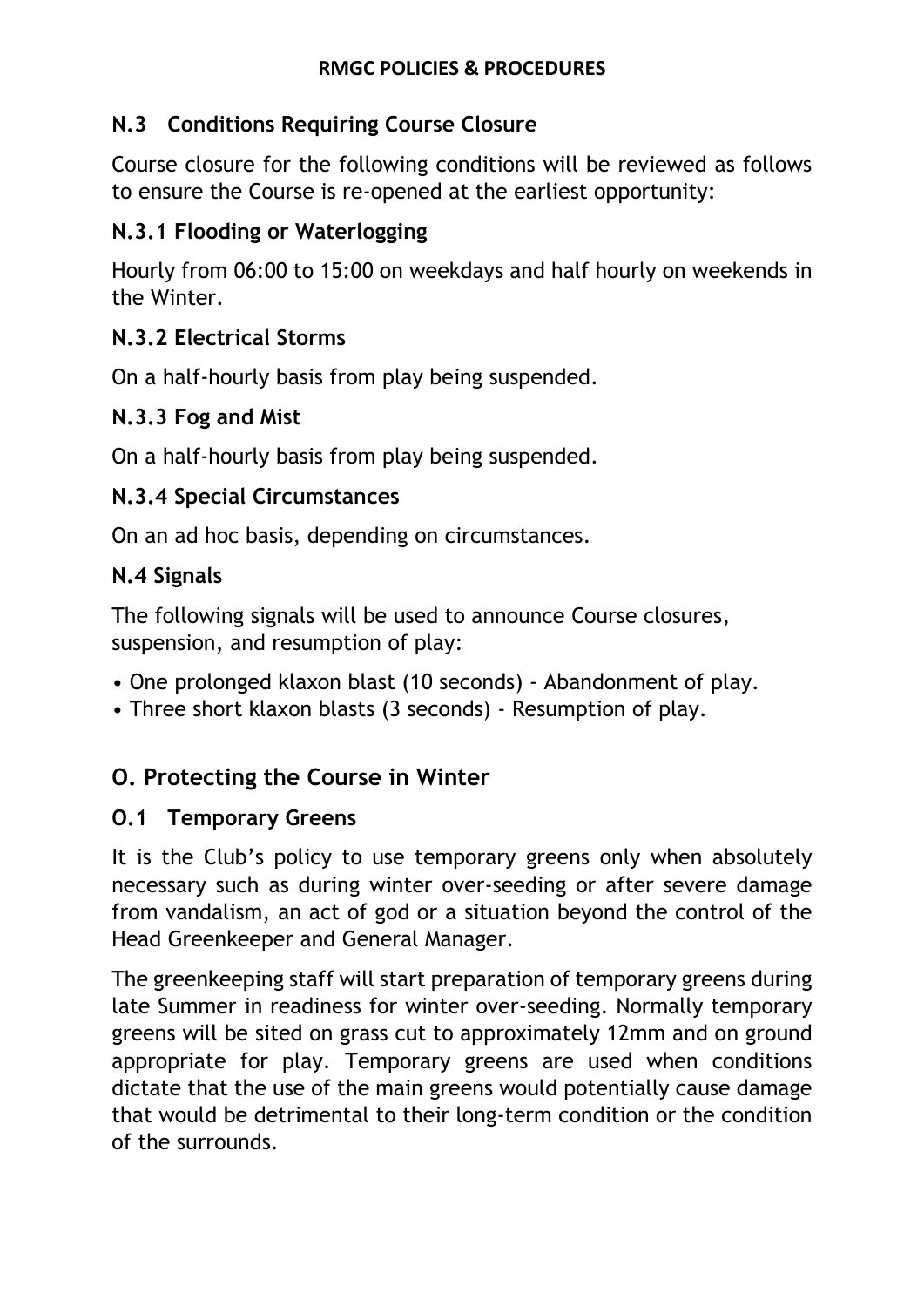### N.3 Conditions Requiring Course Closure

Course closure for the following conditions will be reviewed as follows to ensure the Course is re-opened at the earliest opportunity:

#### N.3.1 Flooding or Waterlogging

Hourly from 06:00 to 15:00 on weekdays and half hourly on weekends in the Winter.

#### N.3.2 Electrical Storms

On a half-hourly basis from play being suspended.

#### N.3.3 Fog and Mist

On a half-hourly basis from play being suspended.

#### N.3.4 Special Circumstances

On an ad hoc basis, depending on circumstances.

### N.4 Signals

The following signals will be used to announce Course closures, suspension, and resumption of play:

- One prolonged klaxon blast (10 seconds) - Abandonment of play.
- Three short klaxon blasts (3 seconds) - Resumption of play.

## O. Protecting the Course in Winter

### O.1 Temporary Greens

It is the Club's policy to use temporary greens only when absolutely necessary such as during winter over-seeding or after severe damage from vandalism, an act of god or a situation beyond the control of the Head Greenkeeper and General Manager.

The greenkeeping staff will start preparation of temporary greens during late Summer in readiness for winter over-seeding. Normally temporary greens will be sited on grass cut to approximately 12mm and on ground appropriate for play. Temporary greens are used when conditions dictate that the use of the main greens would potentially cause damage that would be detrimental to their long-term condition or the condition of the surrounds.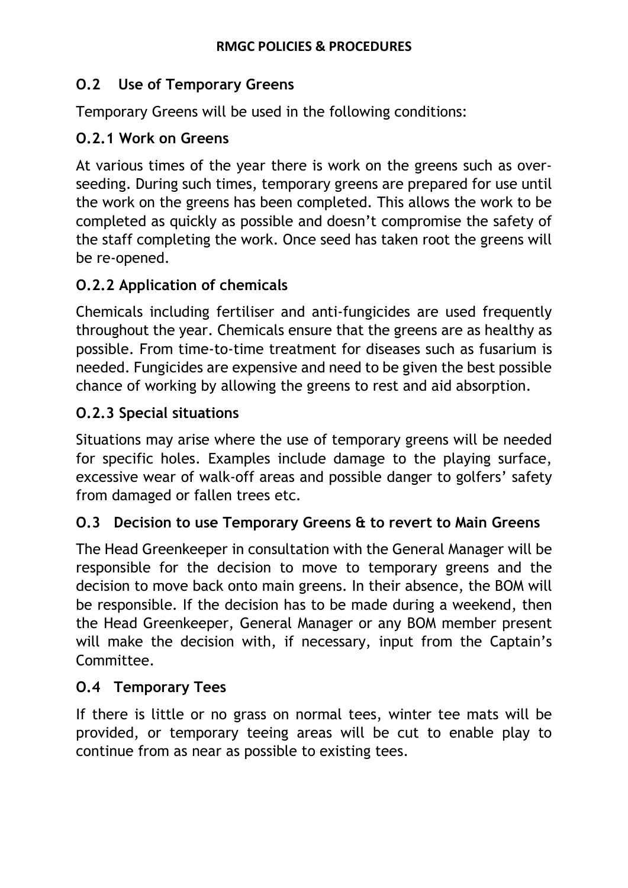## O.2 Use of Temporary Greens

Temporary Greens will be used in the following conditions:

### O.2.1 Work on Greens

At various times of the year there is work on the greens such as over-seeding. During such times, temporary greens are prepared for use until the work on the greens has been completed. This allows the work to be completed as quickly as possible and doesn't compromise the safety of the staff completing the work. Once seed has taken root the greens will be re-opened.

### O.2.2 Application of chemicals

Chemicals including fertiliser and anti-fungicides are used frequently throughout the year. Chemicals ensure that the greens are as healthy as possible. From time-to-time treatment for diseases such as fusarium is needed. Fungicides are expensive and need to be given the best possible chance of working by allowing the greens to rest and aid absorption.

### O.2.3 Special situations

Situations may arise where the use of temporary greens will be needed for specific holes. Examples include damage to the playing surface, excessive wear of walk-off areas and possible danger to golfers' safety from damaged or fallen trees etc.

## O.3 Decision to use Temporary Greens & to revert to Main Greens

The Head Greenkeeper in consultation with the General Manager will be responsible for the decision to move to temporary greens and the decision to move back onto main greens. In their absence, the BOM will be responsible. If the decision has to be made during a weekend, then the Head Greenkeeper, General Manager or any BOM member present will make the decision with, if necessary, input from the Captain's Committee.

## O.4 Temporary Tees

If there is little or no grass on normal tees, winter tee mats will be provided, or temporary teeing areas will be cut to enable play to continue from as near as possible to existing tees.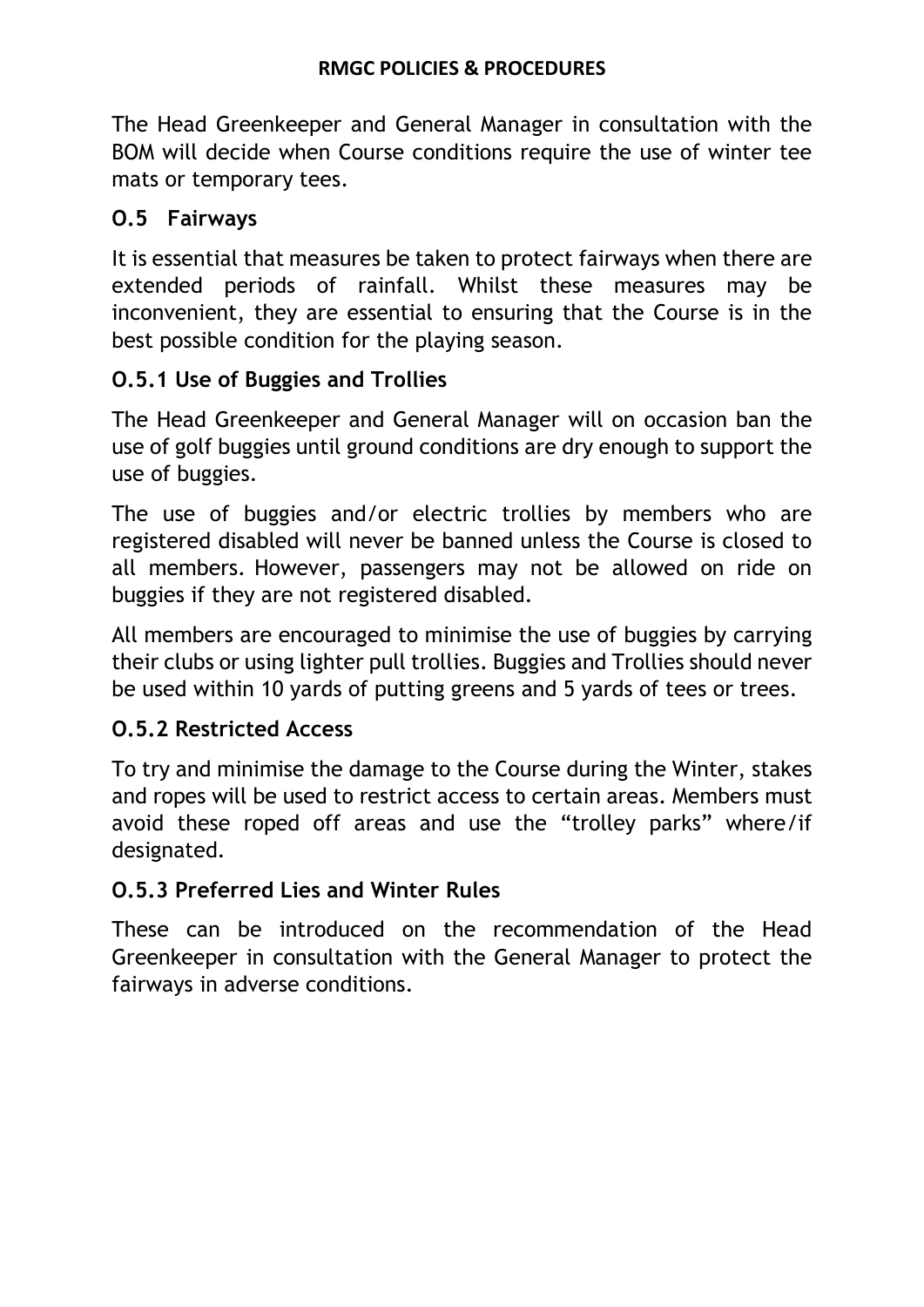The Head Greenkeeper and General Manager in consultation with the BOM will decide when Course conditions require the use of winter tee mats or temporary tees.

## O.5 Fairways

It is essential that measures be taken to protect fairways when there are extended periods of rainfall. Whilst these measures may be inconvenient, they are essential to ensuring that the Course is in the best possible condition for the playing season.

### O.5.1 Use of Buggies and Trollies

The Head Greenkeeper and General Manager will on occasion ban the use of golf buggies until ground conditions are dry enough to support the use of buggies.

The use of buggies and/or electric trollies by members who are registered disabled will never be banned unless the Course is closed to all members. However, passengers may not be allowed on ride on buggies if they are not registered disabled.

All members are encouraged to minimise the use of buggies by carrying their clubs or using lighter pull trollies. Buggies and Trollies should never be used within 10 yards of putting greens and 5 yards of tees or trees.

### O.5.2 Restricted Access

To try and minimise the damage to the Course during the Winter, stakes and ropes will be used to restrict access to certain areas. Members must avoid these roped off areas and use the “trolley parks” where/if designated.

### O.5.3 Preferred Lies and Winter Rules

These can be introduced on the recommendation of the Head Greenkeeper in consultation with the General Manager to protect the fairways in adverse conditions.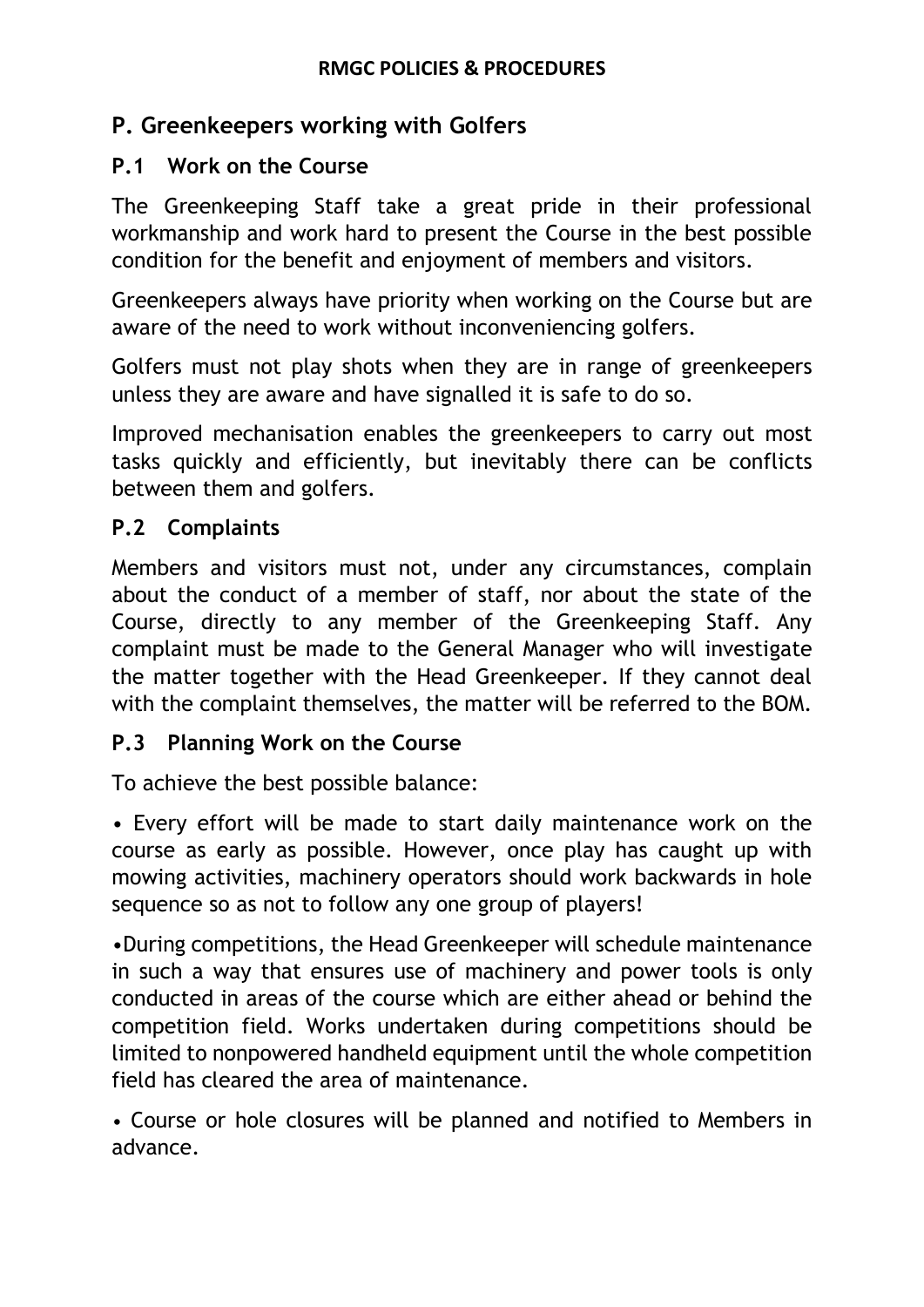## P. Greenkeepers working with Golfers

### P.1 Work on the Course

The Greenkeeping Staff take a great pride in their professional workmanship and work hard to present the Course in the best possible condition for the benefit and enjoyment of members and visitors.

Greenkeepers always have priority when working on the Course but are aware of the need to work without inconveniencing golfers.

Golfers must not play shots when they are in range of greenkeepers unless they are aware and have signalled it is safe to do so.

Improved mechanisation enables the greenkeepers to carry out most tasks quickly and efficiently, but inevitably there can be conflicts between them and golfers.

### P.2 Complaints

Members and visitors must not, under any circumstances, complain about the conduct of a member of staff, nor about the state of the Course, directly to any member of the Greenkeeping Staff. Any complaint must be made to the General Manager who will investigate the matter together with the Head Greenkeeper. If they cannot deal with the complaint themselves, the matter will be referred to the BOM.

### P.3 Planning Work on the Course

To achieve the best possible balance:

- Every effort will be made to start daily maintenance work on the course as early as possible. However, once play has caught up with mowing activities, machinery operators should work backwards in hole sequence so as not to follow any one group of players!
- During competitions, the Head Greenkeeper will schedule maintenance in such a way that ensures use of machinery and power tools is only conducted in areas of the course which are either ahead or behind the competition field. Works undertaken during competitions should be limited to nonpowered handheld equipment until the whole competition field has cleared the area of maintenance.
- Course or hole closures will be planned and notified to Members in advance.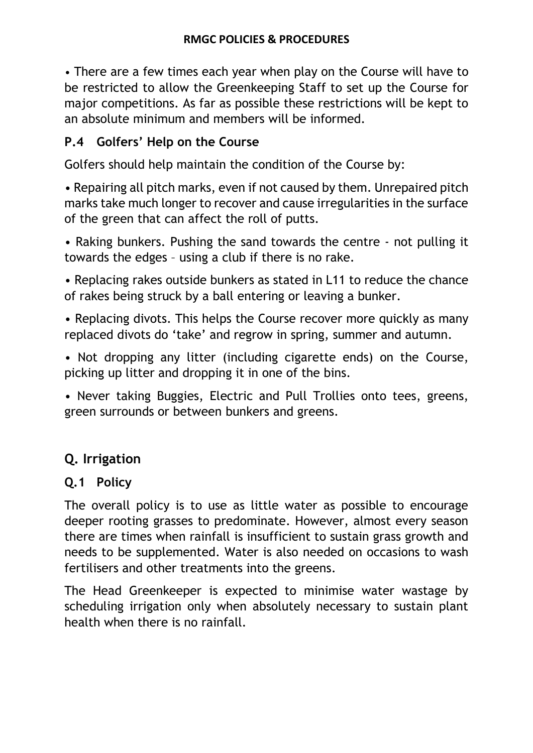• There are a few times each year when play on the Course will have to be restricted to allow the Greenkeeping Staff to set up the Course for major competitions. As far as possible these restrictions will be kept to an absolute minimum and members will be informed.

### P.4 Golfers' Help on the Course

Golfers should help maintain the condition of the Course by:

• Repairing all pitch marks, even if not caused by them. Unrepaired pitch marks take much longer to recover and cause irregularities in the surface of the green that can affect the roll of putts.

• Raking bunkers. Pushing the sand towards the centre - not pulling it towards the edges – using a club if there is no rake.

• Replacing rakes outside bunkers as stated in L11 to reduce the chance of rakes being struck by a ball entering or leaving a bunker.

• Replacing divots. This helps the Course recover more quickly as many replaced divots do 'take' and regrow in spring, summer and autumn.

• Not dropping any litter (including cigarette ends) on the Course, picking up litter and dropping it in one of the bins.

• Never taking Buggies, Electric and Pull Trollies onto tees, greens, green surrounds or between bunkers and greens.

## Q. Irrigation

### Q.1 Policy

The overall policy is to use as little water as possible to encourage deeper rooting grasses to predominate. However, almost every season there are times when rainfall is insufficient to sustain grass growth and needs to be supplemented. Water is also needed on occasions to wash fertilisers and other treatments into the greens.

The Head Greenkeeper is expected to minimise water wastage by scheduling irrigation only when absolutely necessary to sustain plant health when there is no rainfall.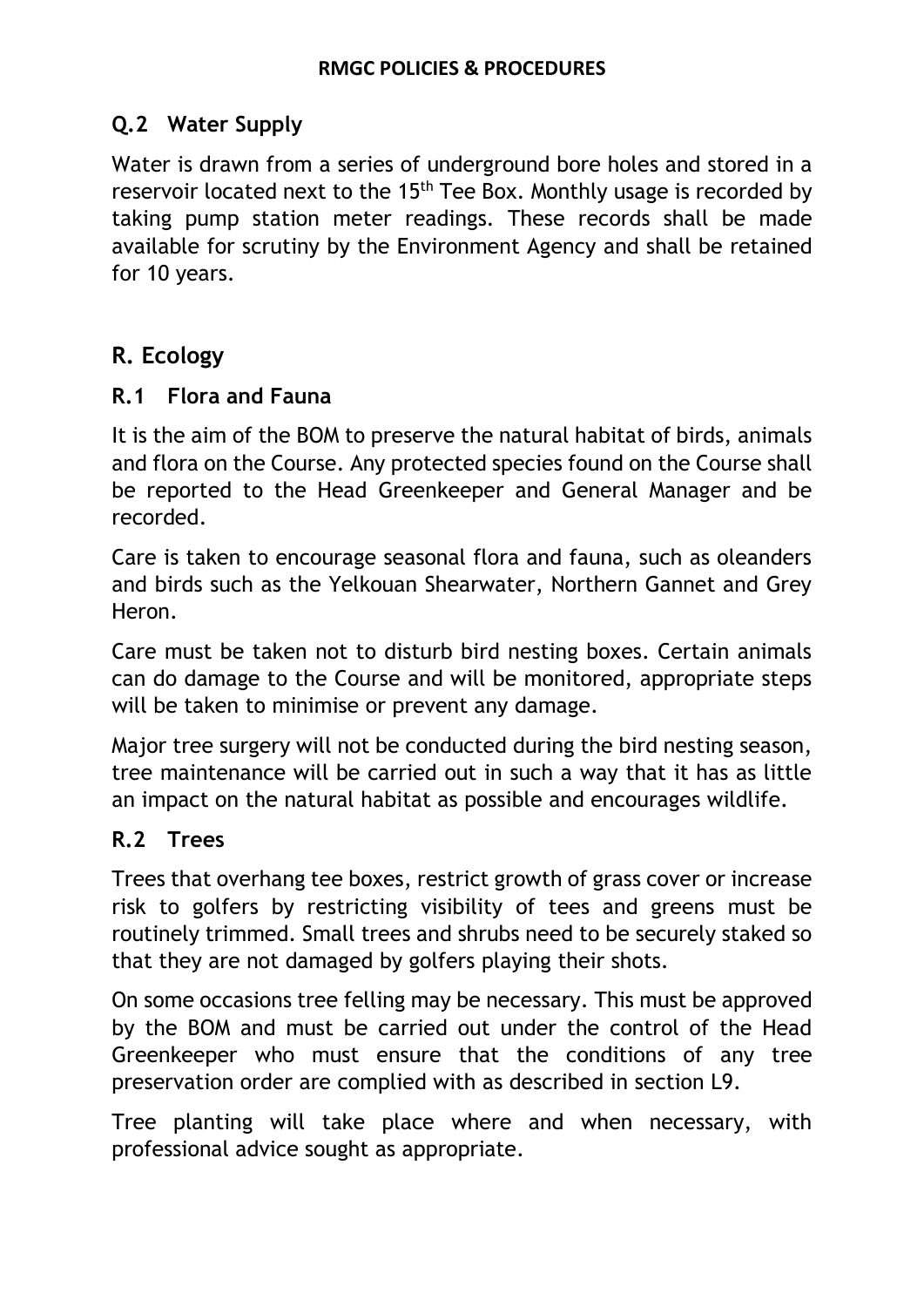## Q.2 Water Supply

Water is drawn from a series of underground bore holes and stored in a reservoir located next to the 15th Tee Box. Monthly usage is recorded by taking pump station meter readings. These records shall be made available for scrutiny by the Environment Agency and shall be retained for 10 years.

# R. Ecology

## R.1 Flora and Fauna

It is the aim of the BOM to preserve the natural habitat of birds, animals and flora on the Course. Any protected species found on the Course shall be reported to the Head Greenkeeper and General Manager and be recorded.

Care is taken to encourage seasonal flora and fauna, such as oleanders and birds such as the Yelkouan Shearwater, Northern Gannet and Grey Heron.

Care must be taken not to disturb bird nesting boxes. Certain animals can do damage to the Course and will be monitored, appropriate steps will be taken to minimise or prevent any damage.

Major tree surgery will not be conducted during the bird nesting season, tree maintenance will be carried out in such a way that it has as little an impact on the natural habitat as possible and encourages wildlife.

## R.2 Trees

Trees that overhang tee boxes, restrict growth of grass cover or increase risk to golfers by restricting visibility of tees and greens must be routinely trimmed. Small trees and shrubs need to be securely staked so that they are not damaged by golfers playing their shots.

On some occasions tree felling may be necessary. This must be approved by the BOM and must be carried out under the control of the Head Greenkeeper who must ensure that the conditions of any tree preservation order are complied with as described in section L9.

Tree planting will take place where and when necessary, with professional advice sought as appropriate.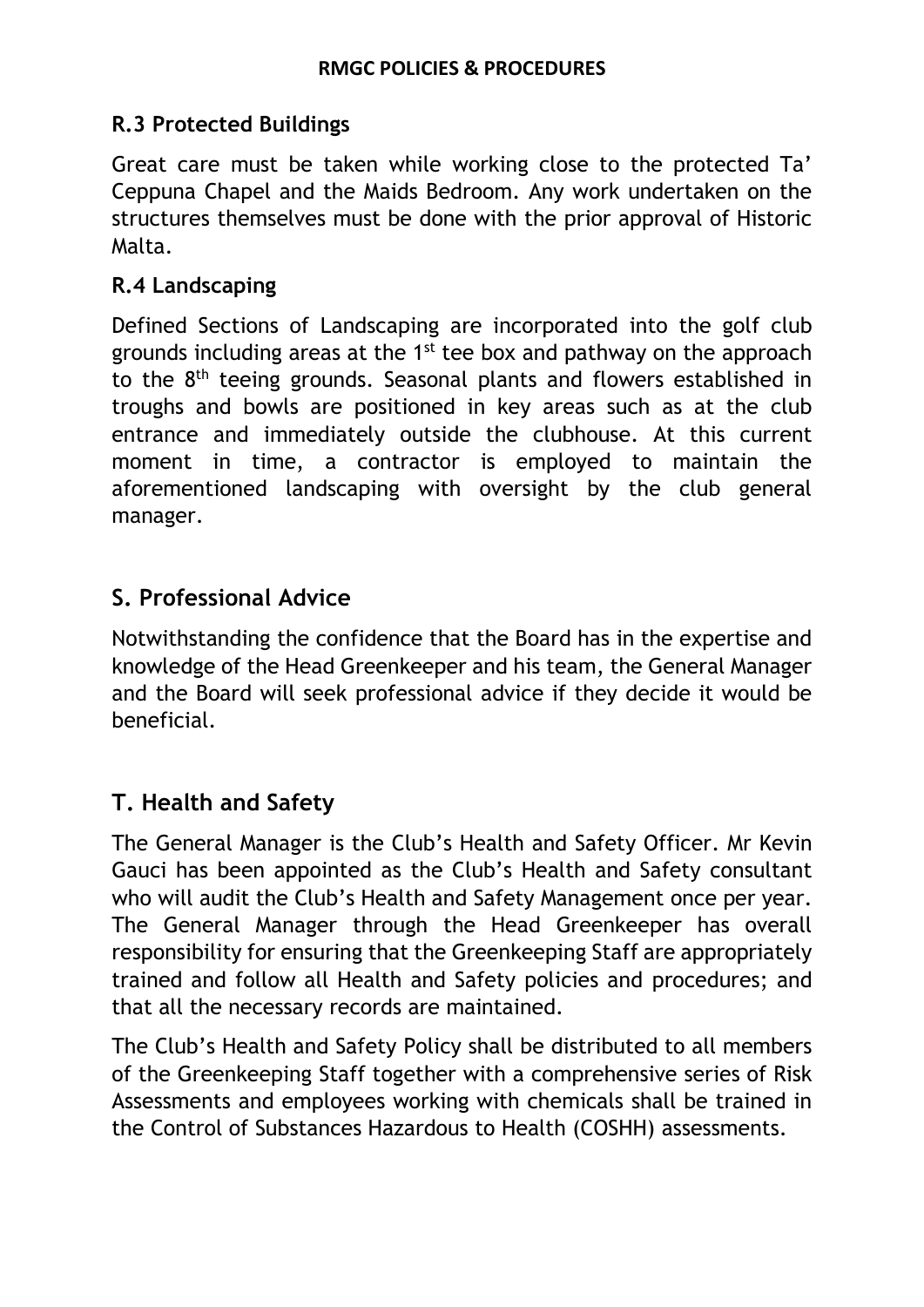### R.3 Protected Buildings

Great care must be taken while working close to the protected Ta' Ceppuna Chapel and the Maids Bedroom. Any work undertaken on the structures themselves must be done with the prior approval of Historic Malta.

### R.4 Landscaping

Defined Sections of Landscaping are incorporated into the golf club grounds including areas at the 1st tee box and pathway on the approach to the 8th teeing grounds. Seasonal plants and flowers established in troughs and bowls are positioned in key areas such as at the club entrance and immediately outside the clubhouse. At this current moment in time, a contractor is employed to maintain the aforementioned landscaping with oversight by the club general manager.

## S. Professional Advice

Notwithstanding the confidence that the Board has in the expertise and knowledge of the Head Greenkeeper and his team, the General Manager and the Board will seek professional advice if they decide it would be beneficial.

## T. Health and Safety

The General Manager is the Club's Health and Safety Officer. Mr Kevin Gauci has been appointed as the Club's Health and Safety consultant who will audit the Club's Health and Safety Management once per year. The General Manager through the Head Greenkeeper has overall responsibility for ensuring that the Greenkeeping Staff are appropriately trained and follow all Health and Safety policies and procedures; and that all the necessary records are maintained.

The Club's Health and Safety Policy shall be distributed to all members of the Greenkeeping Staff together with a comprehensive series of Risk Assessments and employees working with chemicals shall be trained in the Control of Substances Hazardous to Health (COSHH) assessments.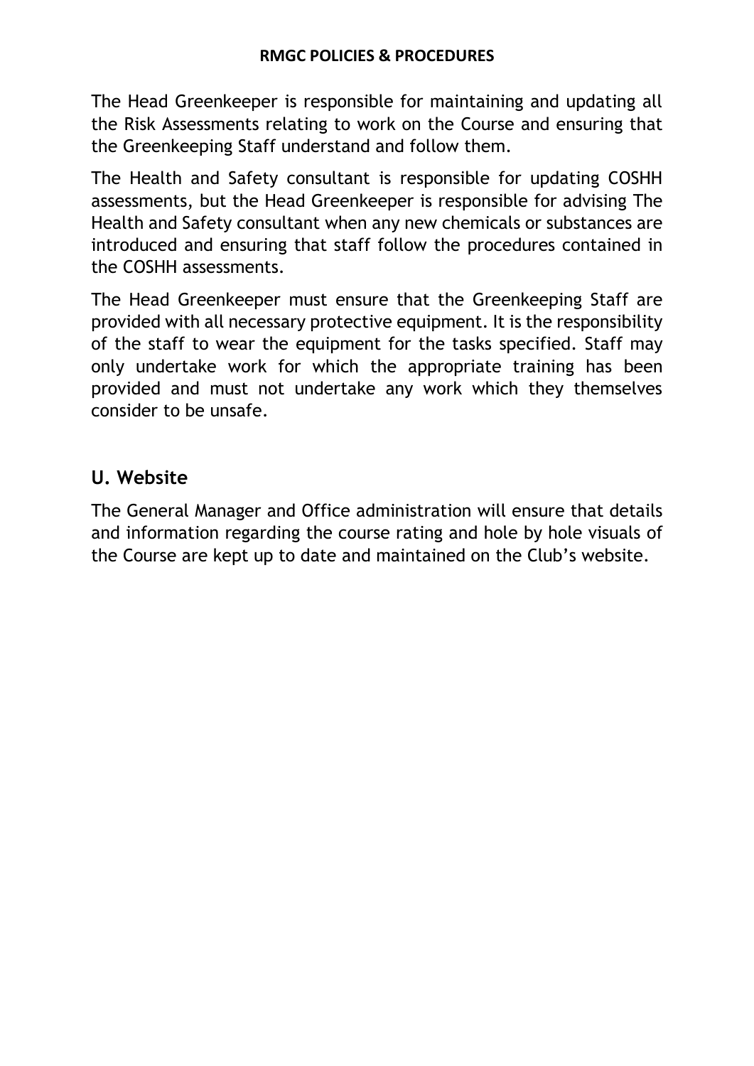The Head Greenkeeper is responsible for maintaining and updating all the Risk Assessments relating to work on the Course and ensuring that the Greenkeeping Staff understand and follow them.

The Health and Safety consultant is responsible for updating COSHH assessments, but the Head Greenkeeper is responsible for advising The Health and Safety consultant when any new chemicals or substances are introduced and ensuring that staff follow the procedures contained in the COSHH assessments.

The Head Greenkeeper must ensure that the Greenkeeping Staff are provided with all necessary protective equipment. It is the responsibility of the staff to wear the equipment for the tasks specified. Staff may only undertake work for which the appropriate training has been provided and must not undertake any work which they themselves consider to be unsafe.

## U. Website

The General Manager and Office administration will ensure that details and information regarding the course rating and hole by hole visuals of the Course are kept up to date and maintained on the Club's website.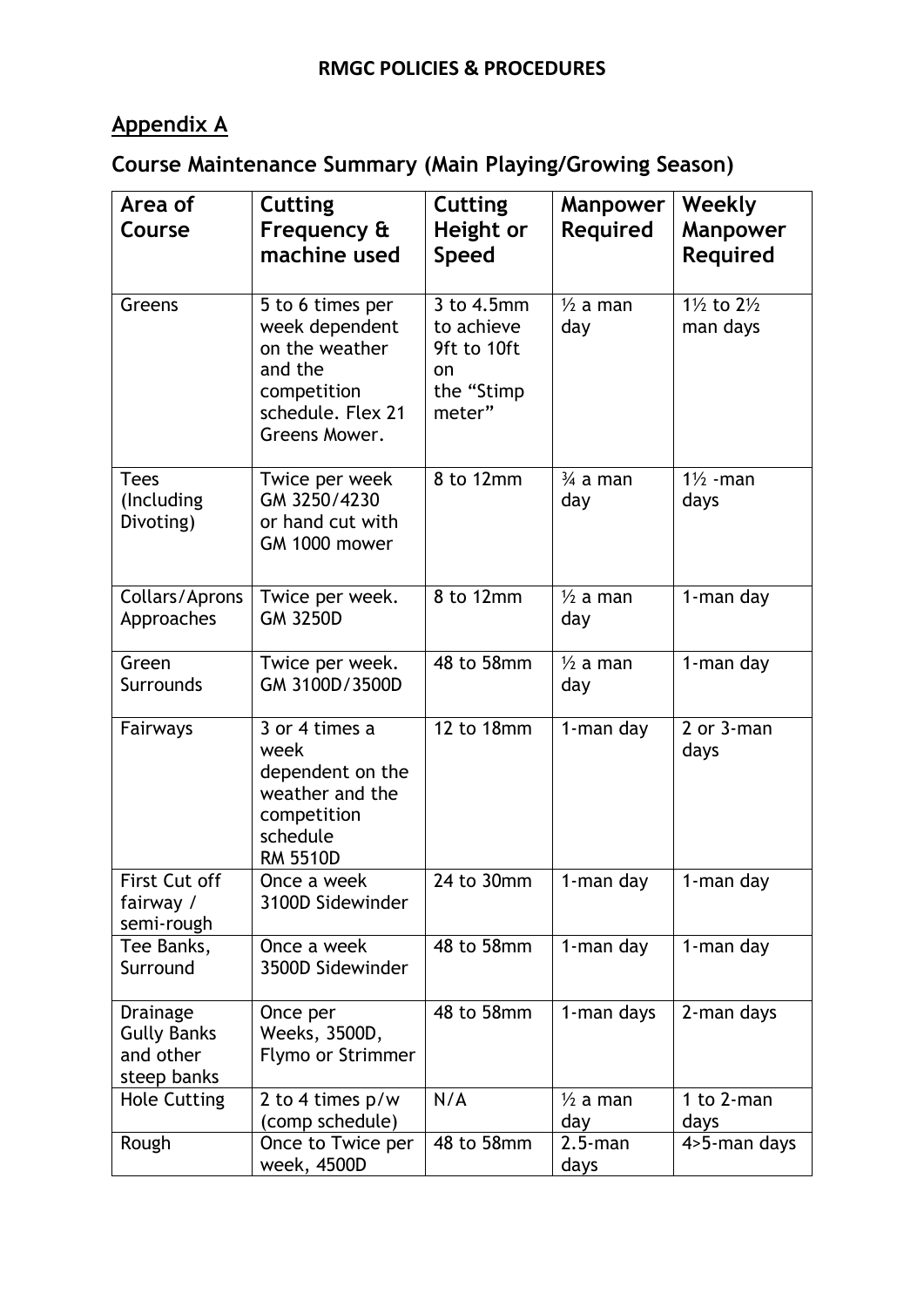## Appendix A

## Course Maintenance Summary (Main Playing/Growing Season)

| Area of Course | Cutting Frequency & machine used | Cutting Height or Speed | Manpower Required | Weekly Manpower Required |
|---|---|---|---|---|
| Greens | 5 to 6 times per week dependent on the weather and the competition schedule. Flex 21 Greens Mower. | 3 to 4.5mm to achieve 9ft to 10ft on the “Stimp meter” | ½ a man day | 1½ to 2½ man days |
| Tees (Including Divoting) | Twice per week GM 3250/4230 or hand cut with GM 1000 mower | 8 to 12mm | ¾ a man day | 1½ -man days |
| Collars/Aprons Approaches | Twice per week. GM 3250D | 8 to 12mm | ½ a man day | 1-man day |
| Green Surrounds | Twice per week. GM 3100D/3500D | 48 to 58mm | ½ a man day | 1-man day |
| Fairways | 3 or 4 times a week dependent on the weather and the competition schedule RM 5510D | 12 to 18mm | 1-man day | 2 or 3-man days |
| First Cut off fairway / semi-rough | Once a week 3100D Sidewinder | 24 to 30mm | 1-man day | 1-man day |
| Tee Banks, Surround | Once a week 3500D Sidewinder | 48 to 58mm | 1-man day | 1-man day |
| Drainage Gully Banks and other steep banks | Once per Weeks, 3500D, Flymo or Strimmer | 48 to 58mm | 1-man days | 2-man days |
| Hole Cutting | 2 to 4 times p/w (comp schedule) | N/A | ½ a man day | 1 to 2-man days |
| Rough | Once to Twice per week, 4500D | 48 to 58mm | 2.5-man days | 4>5-man days |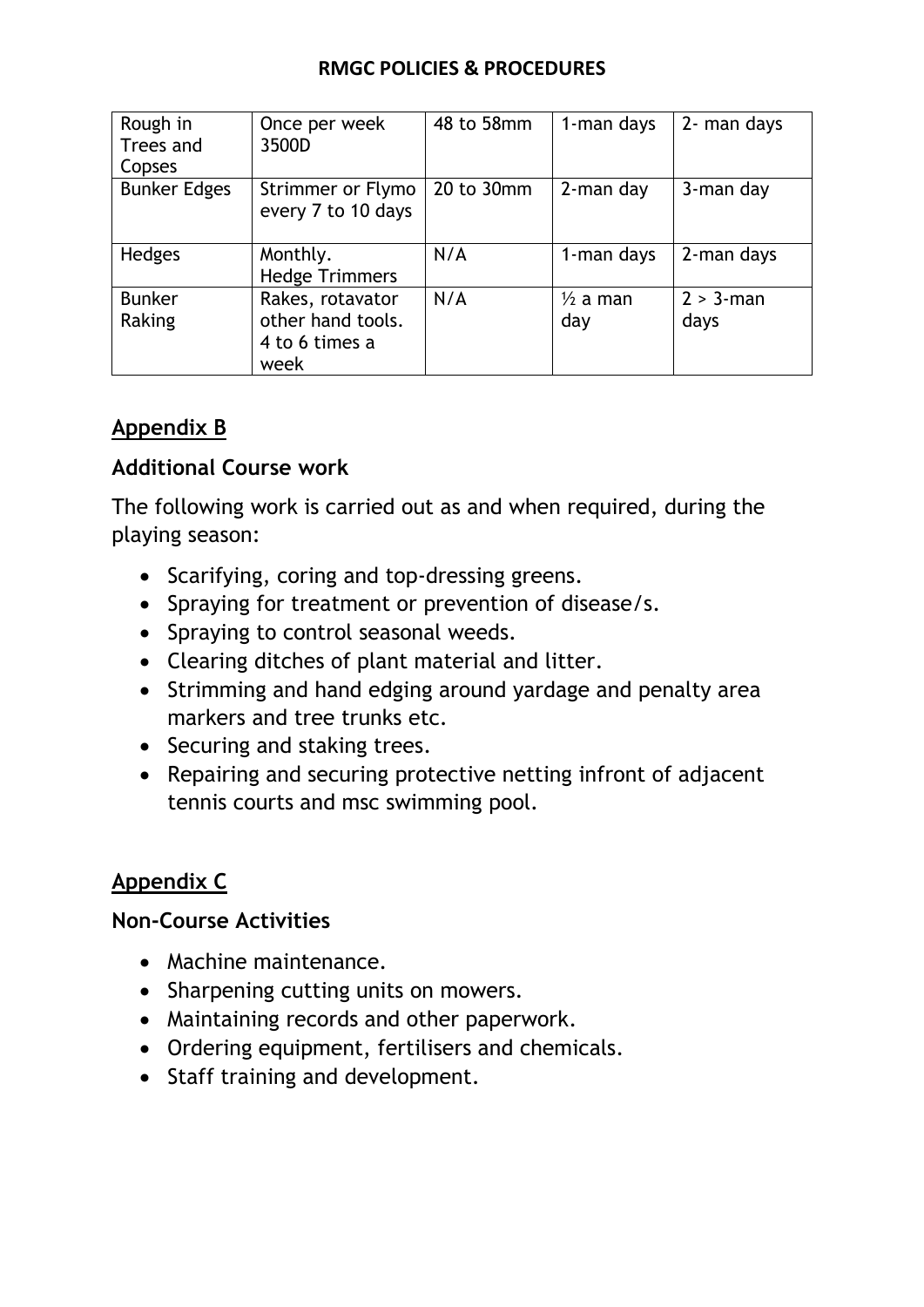| | | | | |
|---|---|---|---|---|
| Rough in Trees and Copses | Once per week 3500D | 48 to 58mm | 1-man days | 2- man days |
| Bunker Edges | Strimmer or Flymo every 7 to 10 days | 20 to 30mm | 2-man day | 3-man day |
| Hedges | Monthly. Hedge Trimmers | N/A | 1-man days | 2-man days |
| Bunker Raking | Rakes, rotavator other hand tools. 4 to 6 times a week | N/A | ½ a man day | 2 > 3-man days |

## Appendix B

### Additional Course work

The following work is carried out as and when required, during the playing season:

- Scarifying, coring and top-dressing greens.
- Spraying for treatment or prevention of disease/s.
- Spraying to control seasonal weeds.
- Clearing ditches of plant material and litter.
- Strimming and hand edging around yardage and penalty area markers and tree trunks etc.
- Securing and staking trees.
- Repairing and securing protective netting infront of adjacent tennis courts and msc swimming pool.

## Appendix C

### Non-Course Activities

- Machine maintenance.
- Sharpening cutting units on mowers.
- Maintaining records and other paperwork.
- Ordering equipment, fertilisers and chemicals.
- Staff training and development.